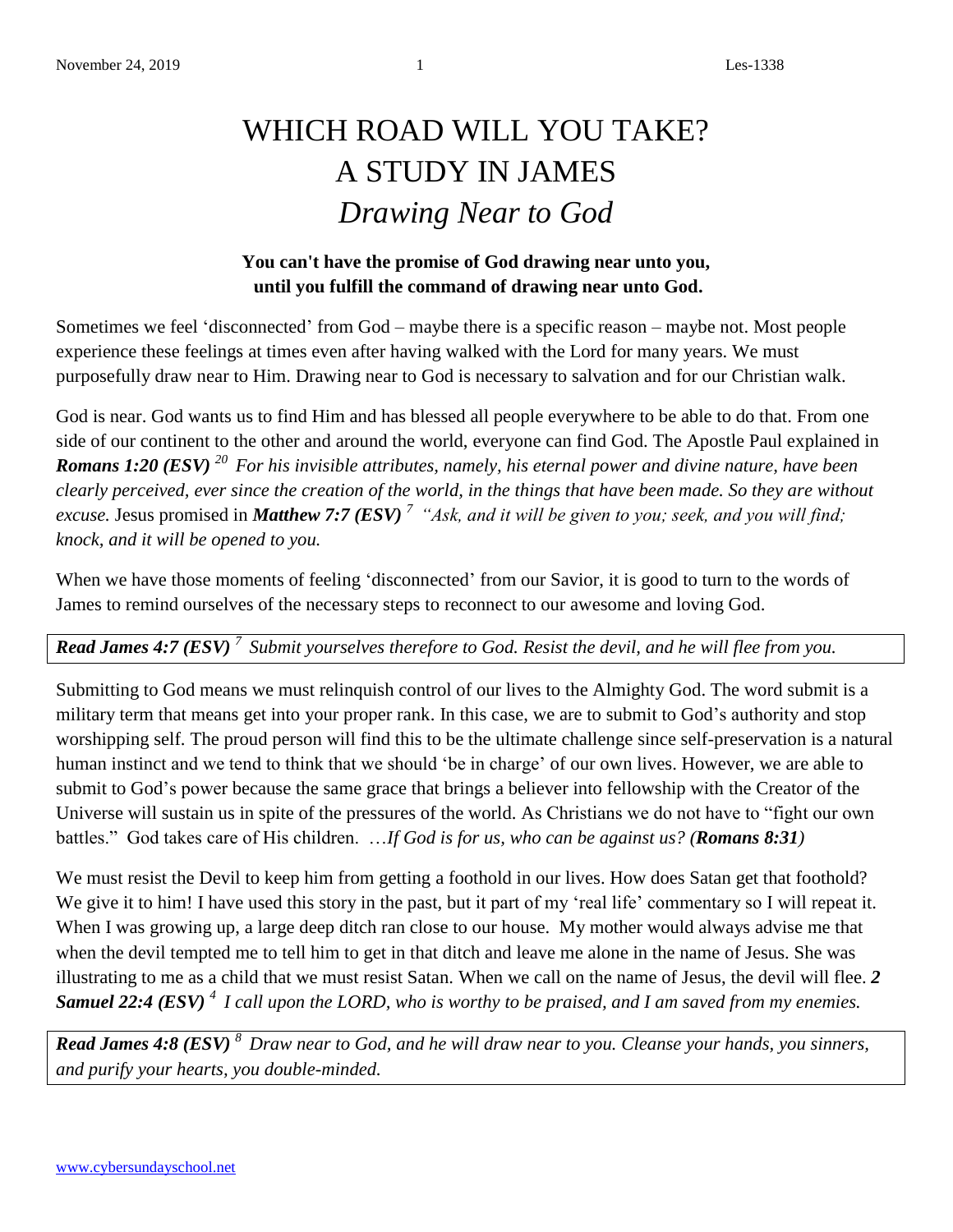# WHICH ROAD WILL YOU TAKE?
# A STUDY IN JAMES
# *Drawing Near to God*

**You can't have the promise of God drawing near unto you, until you fulfill the command of drawing near unto God.**

Sometimes we feel 'disconnected' from God – maybe there is a specific reason – maybe not. Most people experience these feelings at times even after having walked with the Lord for many years. We must purposefully draw near to Him. Drawing near to God is necessary to salvation and for our Christian walk.

God is near. God wants us to find Him and has blessed all people everywhere to be able to do that. From one side of our continent to the other and around the world, everyone can find God. The Apostle Paul explained in ***Romans 1:20 (ESV)*** *[20] For his invisible attributes, namely, his eternal power and divine nature, have been clearly perceived, ever since the creation of the world, in the things that have been made. So they are without excuse.* Jesus promised in ***Matthew 7:7 (ESV)*** *[7] "Ask, and it will be given to you; seek, and you will find; knock, and it will be opened to you.*

When we have those moments of feeling 'disconnected' from our Savior, it is good to turn to the words of James to remind ourselves of the necessary steps to reconnect to our awesome and loving God.

***Read James 4:7 (ESV)*** *[7] Submit yourselves therefore to God. Resist the devil, and he will flee from you.*

Submitting to God means we must relinquish control of our lives to the Almighty God. The word submit is a military term that means get into your proper rank. In this case, we are to submit to God's authority and stop worshipping self. The proud person will find this to be the ultimate challenge since self-preservation is a natural human instinct and we tend to think that we should 'be in charge' of our own lives. However, we are able to submit to God's power because the same grace that brings a believer into fellowship with the Creator of the Universe will sustain us in spite of the pressures of the world. As Christians we do not have to "fight our own battles." God takes care of His children. *…If God is for us, who can be against us? (**Romans 8:31**)*

We must resist the Devil to keep him from getting a foothold in our lives. How does Satan get that foothold? We give it to him! I have used this story in the past, but it part of my 'real life' commentary so I will repeat it. When I was growing up, a large deep ditch ran close to our house. My mother would always advise me that when the devil tempted me to tell him to get in that ditch and leave me alone in the name of Jesus. She was illustrating to me as a child that we must resist Satan. When we call on the name of Jesus, the devil will flee. ***2 Samuel 22:4 (ESV)*** *[4] I call upon the LORD, who is worthy to be praised, and I am saved from my enemies.*

***Read James 4:8 (ESV)*** *[8] Draw near to God, and he will draw near to you. Cleanse your hands, you sinners, and purify your hearts, you double-minded.*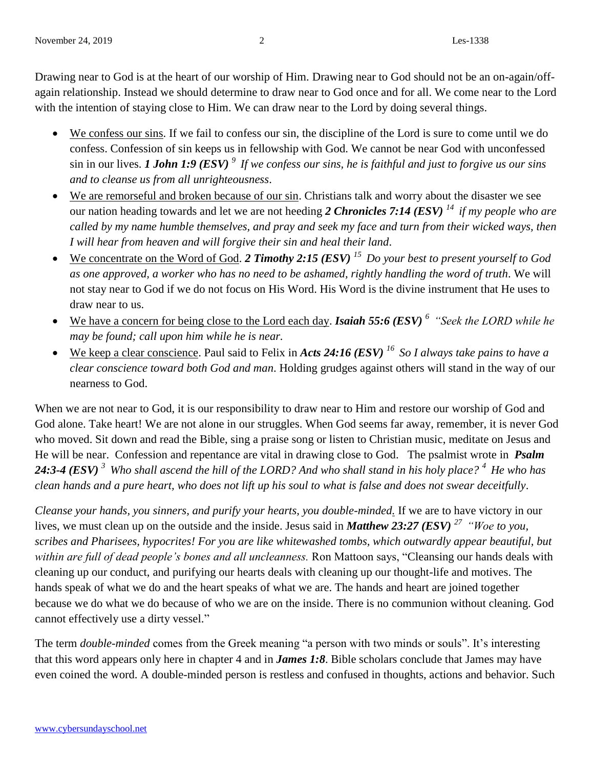Drawing near to God is at the heart of our worship of Him. Drawing near to God should not be an on-again/off-again relationship. Instead we should determine to draw near to God once and for all. We come near to the Lord with the intention of staying close to Him. We can draw near to the Lord by doing several things.

- <u>We confess our sins</u>. If we fail to confess our sin, the discipline of the Lord is sure to come until we do confess. Confession of sin keeps us in fellowship with God. We cannot be near God with unconfessed sin in our lives. ***1 John 1:9 (ESV)*** [9] *If we confess our sins, he is faithful and just to forgive us our sins and to cleanse us from all unrighteousness*.
- <u>We are remorseful and broken because of our sin</u>. Christians talk and worry about the disaster we see our nation heading towards and let we are not heeding ***2 Chronicles 7:14 (ESV)*** [14] *if my people who are called by my name humble themselves, and pray and seek my face and turn from their wicked ways, then I will hear from heaven and will forgive their sin and heal their land*.
- <u>We concentrate on the Word of God</u>. ***2 Timothy 2:15 (ESV)*** [15] *Do your best to present yourself to God as one approved, a worker who has no need to be ashamed, rightly handling the word of truth*. We will not stay near to God if we do not focus on His Word. His Word is the divine instrument that He uses to draw near to us.
- <u>We have a concern for being close to the Lord each day</u>. ***Isaiah 55:6 (ESV)*** [6] *"Seek the LORD while he may be found; call upon him while he is near.*
- <u>We keep a clear conscience</u>. Paul said to Felix in ***Acts 24:16 (ESV)*** [16] *So I always take pains to have a clear conscience toward both God and man*. Holding grudges against others will stand in the way of our nearness to God.

When we are not near to God, it is our responsibility to draw near to Him and restore our worship of God and God alone. Take heart! We are not alone in our struggles. When God seems far away, remember, it is never God who moved. Sit down and read the Bible, sing a praise song or listen to Christian music, meditate on Jesus and He will be near. Confession and repentance are vital in drawing close to God. The psalmist wrote in ***Psalm 24:3-4 (ESV)*** [3] *Who shall ascend the hill of the LORD? And who shall stand in his holy place?* [4] *He who has clean hands and a pure heart, who does not lift up his soul to what is false and does not swear deceitfully*.

*Cleanse your hands, you sinners, and purify your hearts, you double-minded*. If we are to have victory in our lives, we must clean up on the outside and the inside. Jesus said in ***Matthew 23:27 (ESV)*** [27] *"Woe to you, scribes and Pharisees, hypocrites! For you are like whitewashed tombs, which outwardly appear beautiful, but within are full of dead people's bones and all uncleanness.* Ron Mattoon says, "Cleansing our hands deals with cleaning up our conduct, and purifying our hearts deals with cleaning up our thought-life and motives. The hands speak of what we do and the heart speaks of what we are. The hands and heart are joined together because we do what we do because of who we are on the inside. There is no communion without cleaning. God cannot effectively use a dirty vessel."

The term *double-minded* comes from the Greek meaning "a person with two minds or souls". It's interesting that this word appears only here in chapter 4 and in ***James 1:8***. Bible scholars conclude that James may have even coined the word. A double-minded person is restless and confused in thoughts, actions and behavior. Such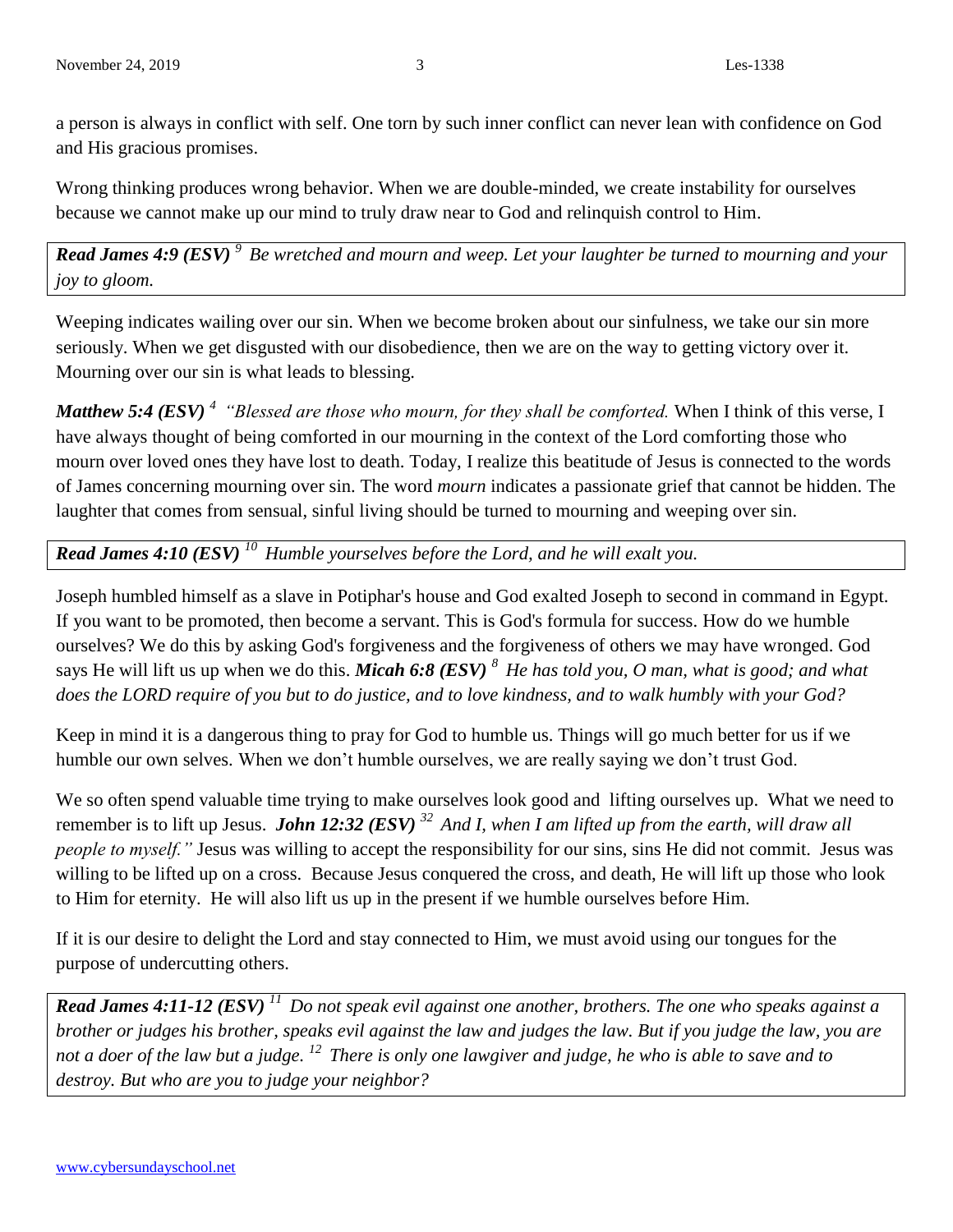a person is always in conflict with self. One torn by such inner conflict can never lean with confidence on God and His gracious promises.

Wrong thinking produces wrong behavior. When we are double-minded, we create instability for ourselves because we cannot make up our mind to truly draw near to God and relinquish control to Him.

***Read James 4:9 (ESV)*** *[9] Be wretched and mourn and weep. Let your laughter be turned to mourning and your joy to gloom.*

Weeping indicates wailing over our sin. When we become broken about our sinfulness, we take our sin more seriously. When we get disgusted with our disobedience, then we are on the way to getting victory over it. Mourning over our sin is what leads to blessing.

***Matthew 5:4 (ESV)*** *[4] "Blessed are those who mourn, for they shall be comforted.* When I think of this verse, I have always thought of being comforted in our mourning in the context of the Lord comforting those who mourn over loved ones they have lost to death. Today, I realize this beatitude of Jesus is connected to the words of James concerning mourning over sin. The word *mourn* indicates a passionate grief that cannot be hidden. The laughter that comes from sensual, sinful living should be turned to mourning and weeping over sin.

***Read James 4:10 (ESV)*** *[10] Humble yourselves before the Lord, and he will exalt you.*

Joseph humbled himself as a slave in Potiphar's house and God exalted Joseph to second in command in Egypt. If you want to be promoted, then become a servant. This is God's formula for success. How do we humble ourselves? We do this by asking God's forgiveness and the forgiveness of others we may have wronged. God says He will lift us up when we do this. ***Micah 6:8 (ESV)*** *[8] He has told you, O man, what is good; and what does the LORD require of you but to do justice, and to love kindness, and to walk humbly with your God?*

Keep in mind it is a dangerous thing to pray for God to humble us. Things will go much better for us if we humble our own selves. When we don't humble ourselves, we are really saying we don't trust God.

We so often spend valuable time trying to make ourselves look good and lifting ourselves up. What we need to remember is to lift up Jesus. ***John 12:32 (ESV)*** *[32] And I, when I am lifted up from the earth, will draw all people to myself."* Jesus was willing to accept the responsibility for our sins, sins He did not commit. Jesus was willing to be lifted up on a cross. Because Jesus conquered the cross, and death, He will lift up those who look to Him for eternity. He will also lift us up in the present if we humble ourselves before Him.

If it is our desire to delight the Lord and stay connected to Him, we must avoid using our tongues for the purpose of undercutting others.

***Read James 4:11-12 (ESV)*** *[11] Do not speak evil against one another, brothers. The one who speaks against a brother or judges his brother, speaks evil against the law and judges the law. But if you judge the law, you are not a doer of the law but a judge. [12] There is only one lawgiver and judge, he who is able to save and to destroy. But who are you to judge your neighbor?*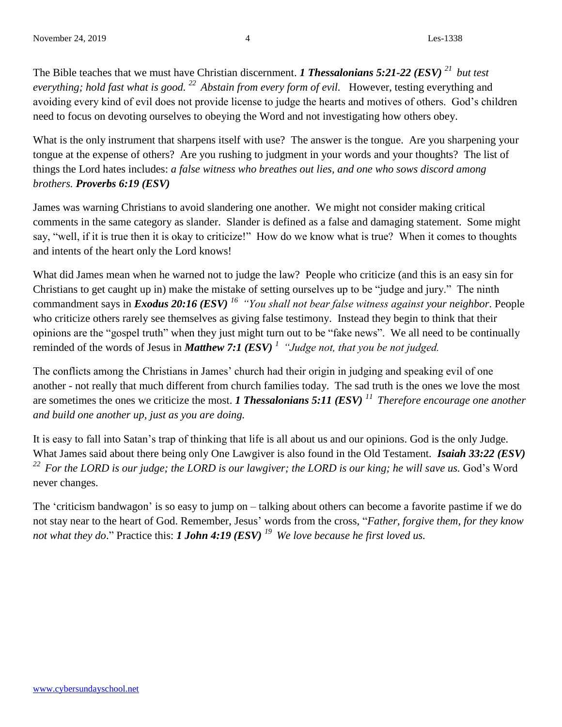The Bible teaches that we must have Christian discernment. ***1 Thessalonians 5:21-22 (ESV)*** *[21] but test everything; hold fast what is good. [22] Abstain from every form of evil.* However, testing everything and avoiding every kind of evil does not provide license to judge the hearts and motives of others. God's children need to focus on devoting ourselves to obeying the Word and not investigating how others obey.

What is the only instrument that sharpens itself with use? The answer is the tongue. Are you sharpening your tongue at the expense of others? Are you rushing to judgment in your words and your thoughts? The list of things the Lord hates includes: *a false witness who breathes out lies, and one who sows discord among brothers.* ***Proverbs 6:19 (ESV)***

James was warning Christians to avoid slandering one another. We might not consider making critical comments in the same category as slander. Slander is defined as a false and damaging statement. Some might say, "well, if it is true then it is okay to criticize!" How do we know what is true? When it comes to thoughts and intents of the heart only the Lord knows!

What did James mean when he warned not to judge the law? People who criticize (and this is an easy sin for Christians to get caught up in) make the mistake of setting ourselves up to be "judge and jury." The ninth commandment says in ***Exodus 20:16 (ESV)*** *[16] "You shall not bear false witness against your neighbor.* People who criticize others rarely see themselves as giving false testimony. Instead they begin to think that their opinions are the "gospel truth" when they just might turn out to be "fake news". We all need to be continually reminded of the words of Jesus in ***Matthew 7:1 (ESV)*** *[1] "Judge not, that you be not judged.*

The conflicts among the Christians in James' church had their origin in judging and speaking evil of one another - not really that much different from church families today. The sad truth is the ones we love the most are sometimes the ones we criticize the most. ***1 Thessalonians 5:11 (ESV)*** *[11] Therefore encourage one another and build one another up, just as you are doing.*

It is easy to fall into Satan's trap of thinking that life is all about us and our opinions. God is the only Judge. What James said about there being only One Lawgiver is also found in the Old Testament. ***Isaiah 33:22 (ESV)*** *[22] For the LORD is our judge; the LORD is our lawgiver; the LORD is our king; he will save us.* God's Word never changes.

The 'criticism bandwagon' is so easy to jump on – talking about others can become a favorite pastime if we do not stay near to the heart of God. Remember, Jesus' words from the cross, "*Father, forgive them, for they know not what they do*." Practice this: ***1 John 4:19 (ESV)*** *[19] We love because he first loved us.*